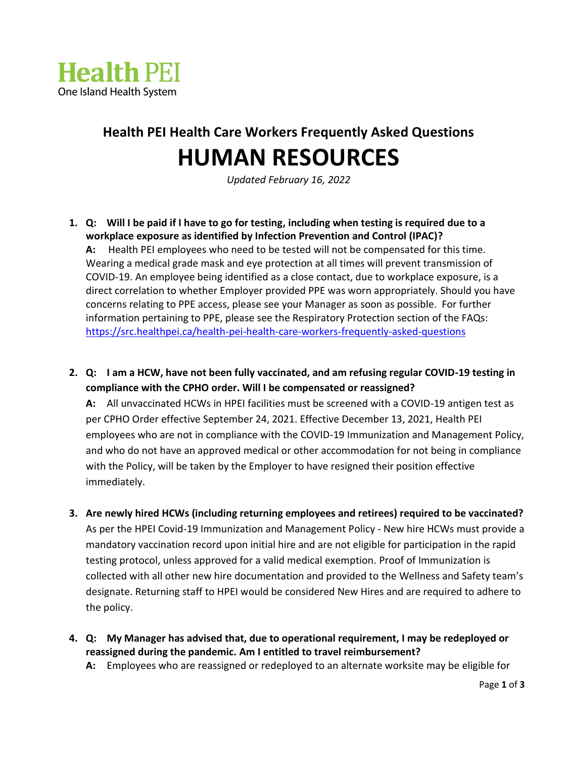**Health PEI**
One Island Health System

## Health PEI Health Care Workers Frequently Asked Questions

# HUMAN RESOURCES

*Updated February 16, 2022*

1. **Q: Will I be paid if I have to go for testing, including when testing is required due to a workplace exposure as identified by Infection Prevention and Control (IPAC)?**
   **A:** Health PEI employees who need to be tested will not be compensated for this time. Wearing a medical grade mask and eye protection at all times will prevent transmission of COVID-19. An employee being identified as a close contact, due to workplace exposure, is a direct correlation to whether Employer provided PPE was worn appropriately. Should you have concerns relating to PPE access, please see your Manager as soon as possible. For further information pertaining to PPE, please see the Respiratory Protection section of the FAQs: https://src.healthpei.ca/health-pei-health-care-workers-frequently-asked-questions

2. **Q: I am a HCW, have not been fully vaccinated, and am refusing regular COVID-19 testing in compliance with the CPHO order. Will I be compensated or reassigned?**
   **A:** All unvaccinated HCWs in HPEI facilities must be screened with a COVID-19 antigen test as per CPHO Order effective September 24, 2021. Effective December 13, 2021, Health PEI employees who are not in compliance with the COVID-19 Immunization and Management Policy, and who do not have an approved medical or other accommodation for not being in compliance with the Policy, will be taken by the Employer to have resigned their position effective immediately.

3. **Are newly hired HCWs (including returning employees and retirees) required to be vaccinated?**
   As per the HPEI Covid-19 Immunization and Management Policy - New hire HCWs must provide a mandatory vaccination record upon initial hire and are not eligible for participation in the rapid testing protocol, unless approved for a valid medical exemption. Proof of Immunization is collected with all other new hire documentation and provided to the Wellness and Safety team's designate. Returning staff to HPEI would be considered New Hires and are required to adhere to the policy.

4. **Q: My Manager has advised that, due to operational requirement, I may be redeployed or reassigned during the pandemic. Am I entitled to travel reimbursement?**
   **A:** Employees who are reassigned or redeployed to an alternate worksite may be eligible for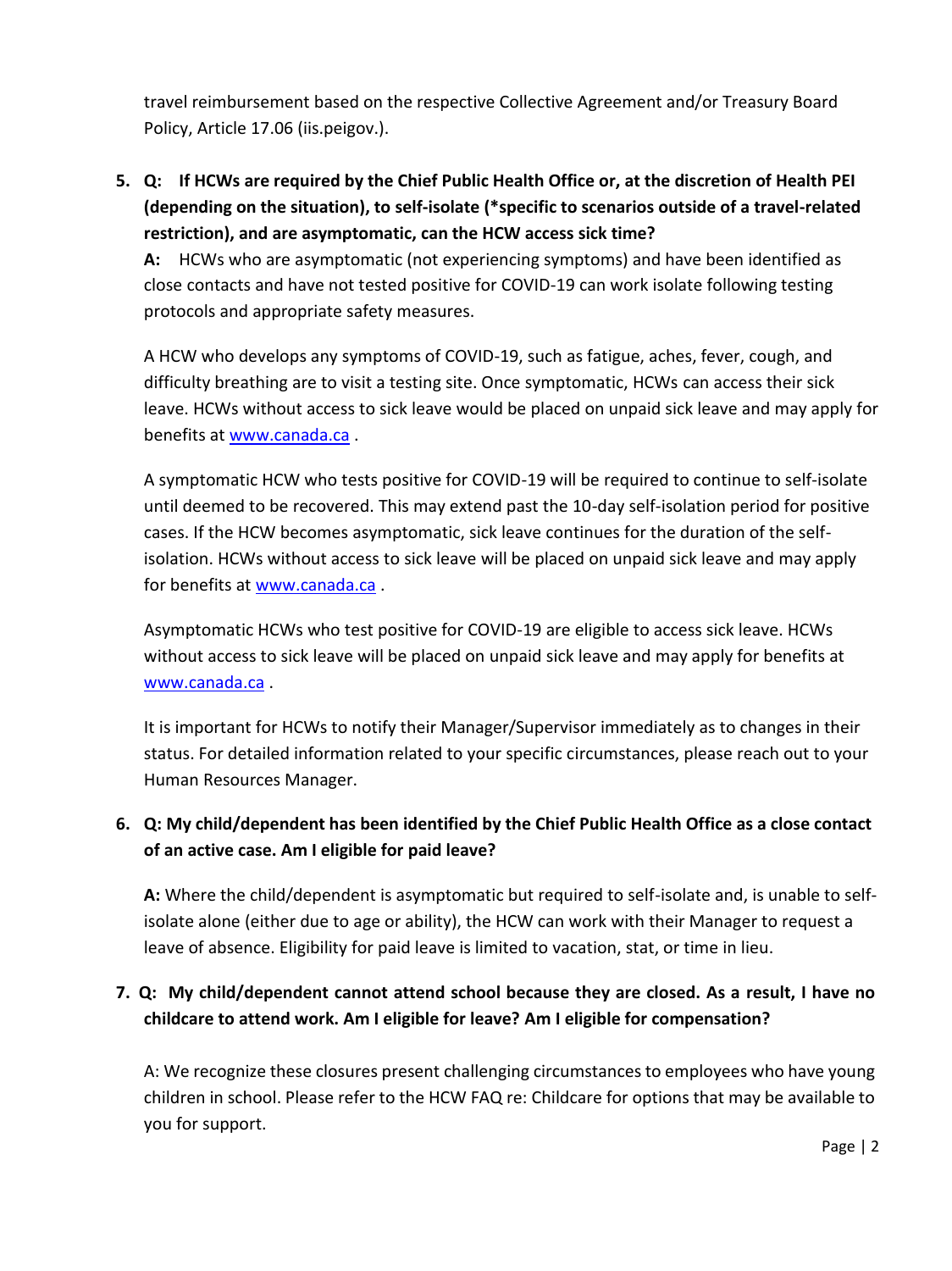travel reimbursement based on the respective Collective Agreement and/or Treasury Board Policy, Article 17.06 (iis.peigov.).

5. **Q: If HCWs are required by the Chief Public Health Office or, at the discretion of Health PEI (depending on the situation), to self-isolate (*specific to scenarios outside of a travel-related restriction), and are asymptomatic, can the HCW access sick time?**

   **A:** HCWs who are asymptomatic (not experiencing symptoms) and have been identified as close contacts and have not tested positive for COVID-19 can work isolate following testing protocols and appropriate safety measures.

   A HCW who develops any symptoms of COVID-19, such as fatigue, aches, fever, cough, and difficulty breathing are to visit a testing site. Once symptomatic, HCWs can access their sick leave. HCWs without access to sick leave would be placed on unpaid sick leave and may apply for benefits at [www.canada.ca](www.canada.ca) .

   A symptomatic HCW who tests positive for COVID-19 will be required to continue to self-isolate until deemed to be recovered. This may extend past the 10-day self-isolation period for positive cases. If the HCW becomes asymptomatic, sick leave continues for the duration of the self-isolation. HCWs without access to sick leave will be placed on unpaid sick leave and may apply for benefits at [www.canada.ca](www.canada.ca) .

   Asymptomatic HCWs who test positive for COVID-19 are eligible to access sick leave. HCWs without access to sick leave will be placed on unpaid sick leave and may apply for benefits at [www.canada.ca](www.canada.ca) .

   It is important for HCWs to notify their Manager/Supervisor immediately as to changes in their status. For detailed information related to your specific circumstances, please reach out to your Human Resources Manager.

6. **Q: My child/dependent has been identified by the Chief Public Health Office as a close contact of an active case. Am I eligible for paid leave?**

   **A:** Where the child/dependent is asymptomatic but required to self-isolate and, is unable to self-isolate alone (either due to age or ability), the HCW can work with their Manager to request a leave of absence. Eligibility for paid leave is limited to vacation, stat, or time in lieu.

7. **Q: My child/dependent cannot attend school because they are closed. As a result, I have no childcare to attend work. Am I eligible for leave? Am I eligible for compensation?**

   A: We recognize these closures present challenging circumstances to employees who have young children in school. Please refer to the HCW FAQ re: Childcare for options that may be available to you for support.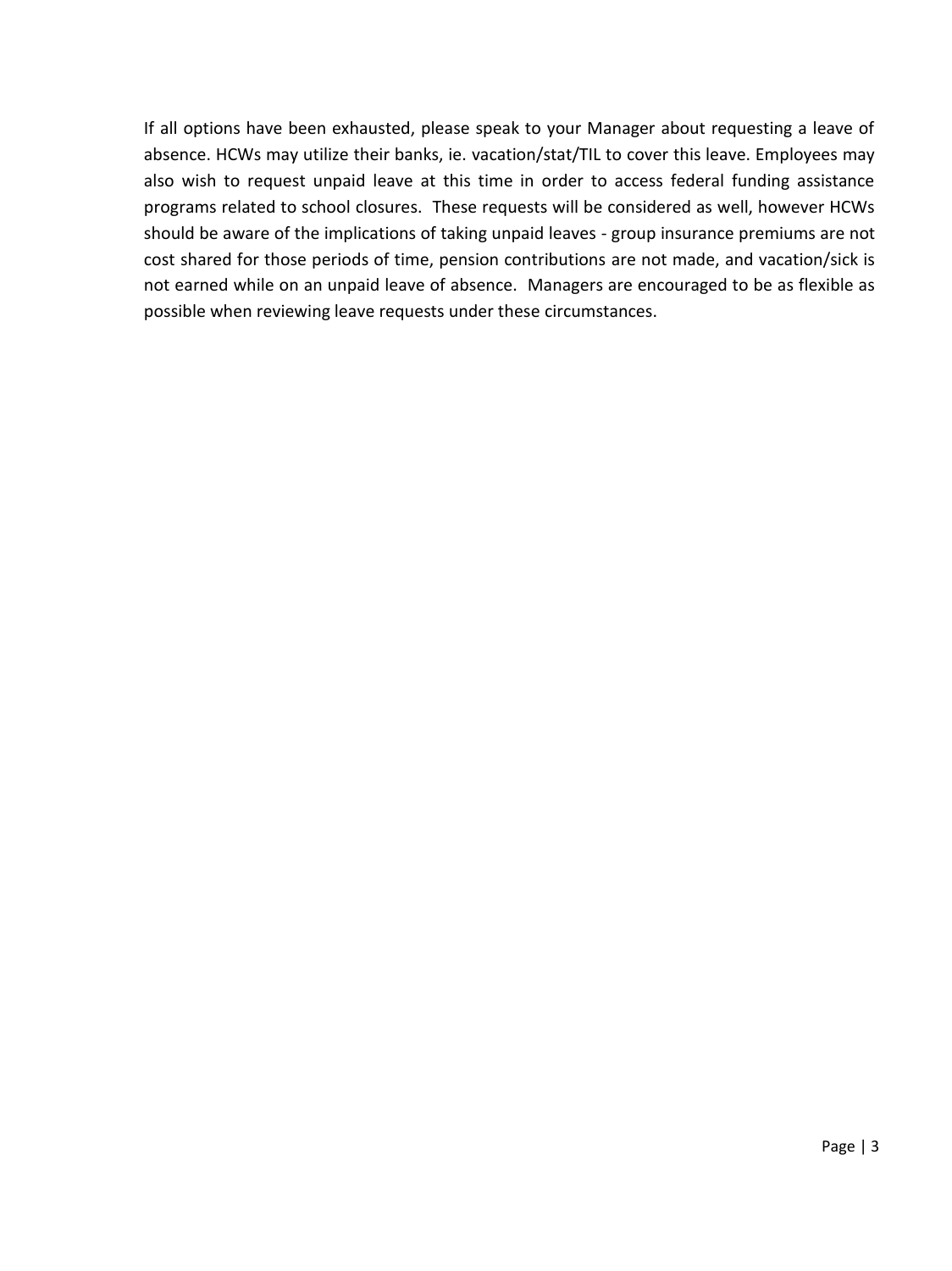If all options have been exhausted, please speak to your Manager about requesting a leave of absence. HCWs may utilize their banks, ie. vacation/stat/TIL to cover this leave. Employees may also wish to request unpaid leave at this time in order to access federal funding assistance programs related to school closures. These requests will be considered as well, however HCWs should be aware of the implications of taking unpaid leaves - group insurance premiums are not cost shared for those periods of time, pension contributions are not made, and vacation/sick is not earned while on an unpaid leave of absence. Managers are encouraged to be as flexible as possible when reviewing leave requests under these circumstances.